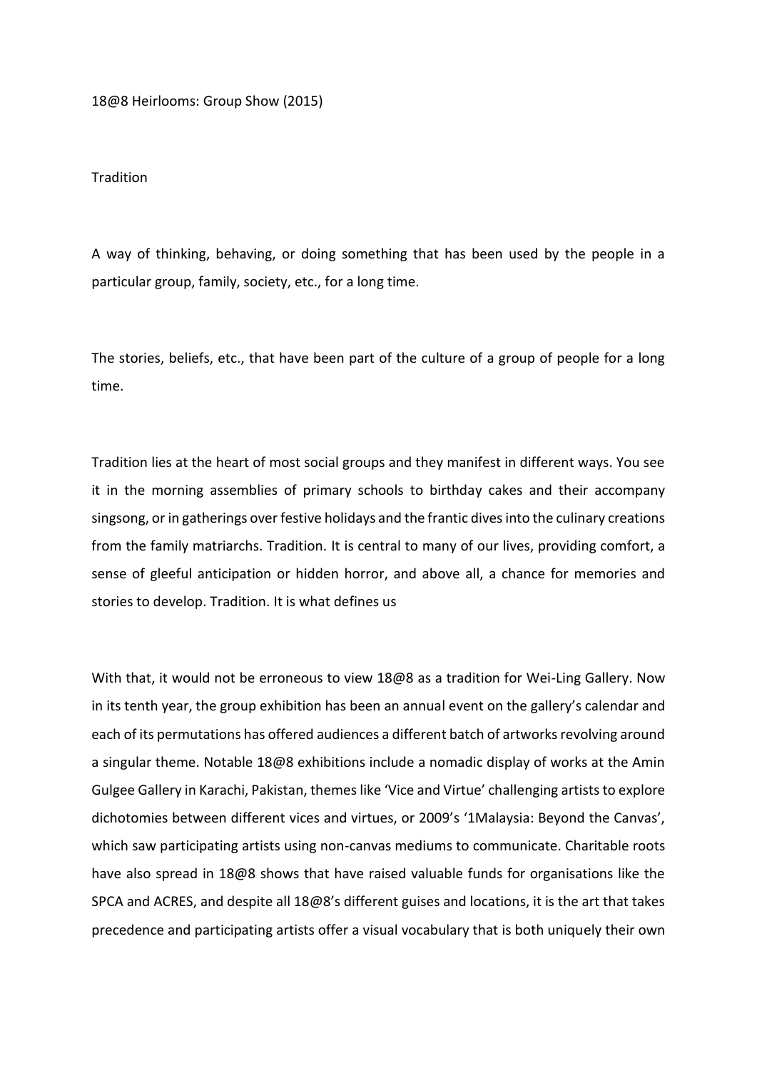# 18@8 Heirlooms: Group Show (2015)

## Tradition

A way of thinking, behaving, or doing something that has been used by the people in a particular group, family, society, etc., for a long time.

The stories, beliefs, etc., that have been part of the culture of a group of people for a long time.

Tradition lies at the heart of most social groups and they manifest in different ways. You see it in the morning assemblies of primary schools to birthday cakes and their accompany singsong, or in gatherings over festive holidays and the frantic dives into the culinary creations from the family matriarchs. Tradition. It is central to many of our lives, providing comfort, a sense of gleeful anticipation or hidden horror, and above all, a chance for memories and stories to develop. Tradition. It is what defines us

With that, it would not be erroneous to view 18@8 as a tradition for Wei-Ling Gallery. Now in its tenth year, the group exhibition has been an annual event on the gallery's calendar and each of its permutations has offered audiences a different batch of artworks revolving around a singular theme. Notable 18@8 exhibitions include a nomadic display of works at the Amin Gulgee Gallery in Karachi, Pakistan, themes like 'Vice and Virtue' challenging artists to explore dichotomies between different vices and virtues, or 2009's '1Malaysia: Beyond the Canvas', which saw participating artists using non-canvas mediums to communicate. Charitable roots have also spread in 18@8 shows that have raised valuable funds for organisations like the SPCA and ACRES, and despite all 18@8's different guises and locations, it is the art that takes precedence and participating artists offer a visual vocabulary that is both uniquely their own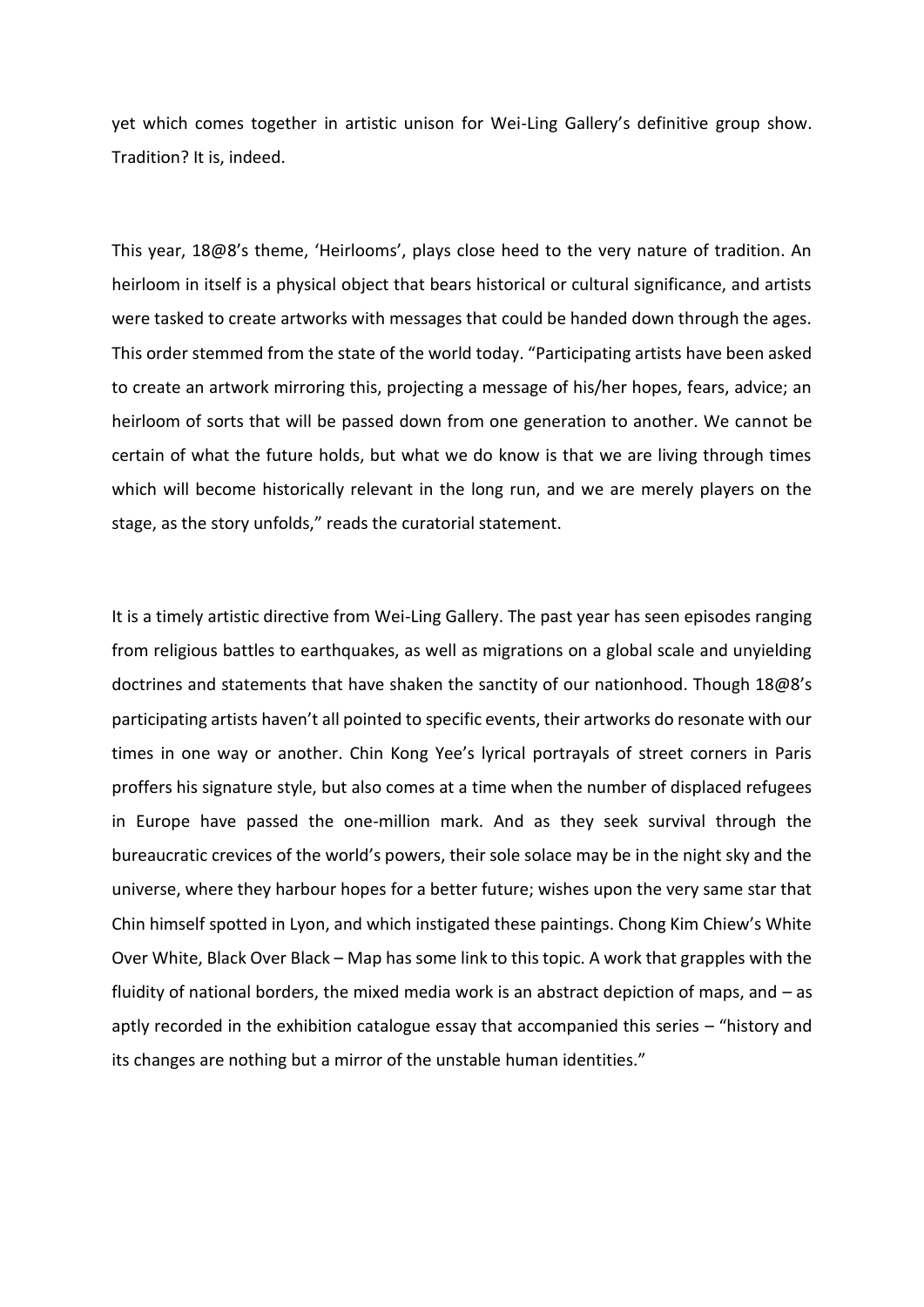yet which comes together in artistic unison for Wei-Ling Gallery's definitive group show. Tradition? It is, indeed.

This year, 18@8's theme, 'Heirlooms', plays close heed to the very nature of tradition. An heirloom in itself is a physical object that bears historical or cultural significance, and artists were tasked to create artworks with messages that could be handed down through the ages. This order stemmed from the state of the world today. "Participating artists have been asked to create an artwork mirroring this, projecting a message of his/her hopes, fears, advice; an heirloom of sorts that will be passed down from one generation to another. We cannot be certain of what the future holds, but what we do know is that we are living through times which will become historically relevant in the long run, and we are merely players on the stage, as the story unfolds," reads the curatorial statement.

It is a timely artistic directive from Wei-Ling Gallery. The past year has seen episodes ranging from religious battles to earthquakes, as well as migrations on a global scale and unyielding doctrines and statements that have shaken the sanctity of our nationhood. Though 18@8's participating artists haven't all pointed to specific events, their artworks do resonate with our times in one way or another. Chin Kong Yee's lyrical portrayals of street corners in Paris proffers his signature style, but also comes at a time when the number of displaced refugees in Europe have passed the one-million mark. And as they seek survival through the bureaucratic crevices of the world's powers, their sole solace may be in the night sky and the universe, where they harbour hopes for a better future; wishes upon the very same star that Chin himself spotted in Lyon, and which instigated these paintings. Chong Kim Chiew's White Over White, Black Over Black – Map has some link to this topic. A work that grapples with the fluidity of national borders, the mixed media work is an abstract depiction of maps, and – as aptly recorded in the exhibition catalogue essay that accompanied this series – "history and its changes are nothing but a mirror of the unstable human identities."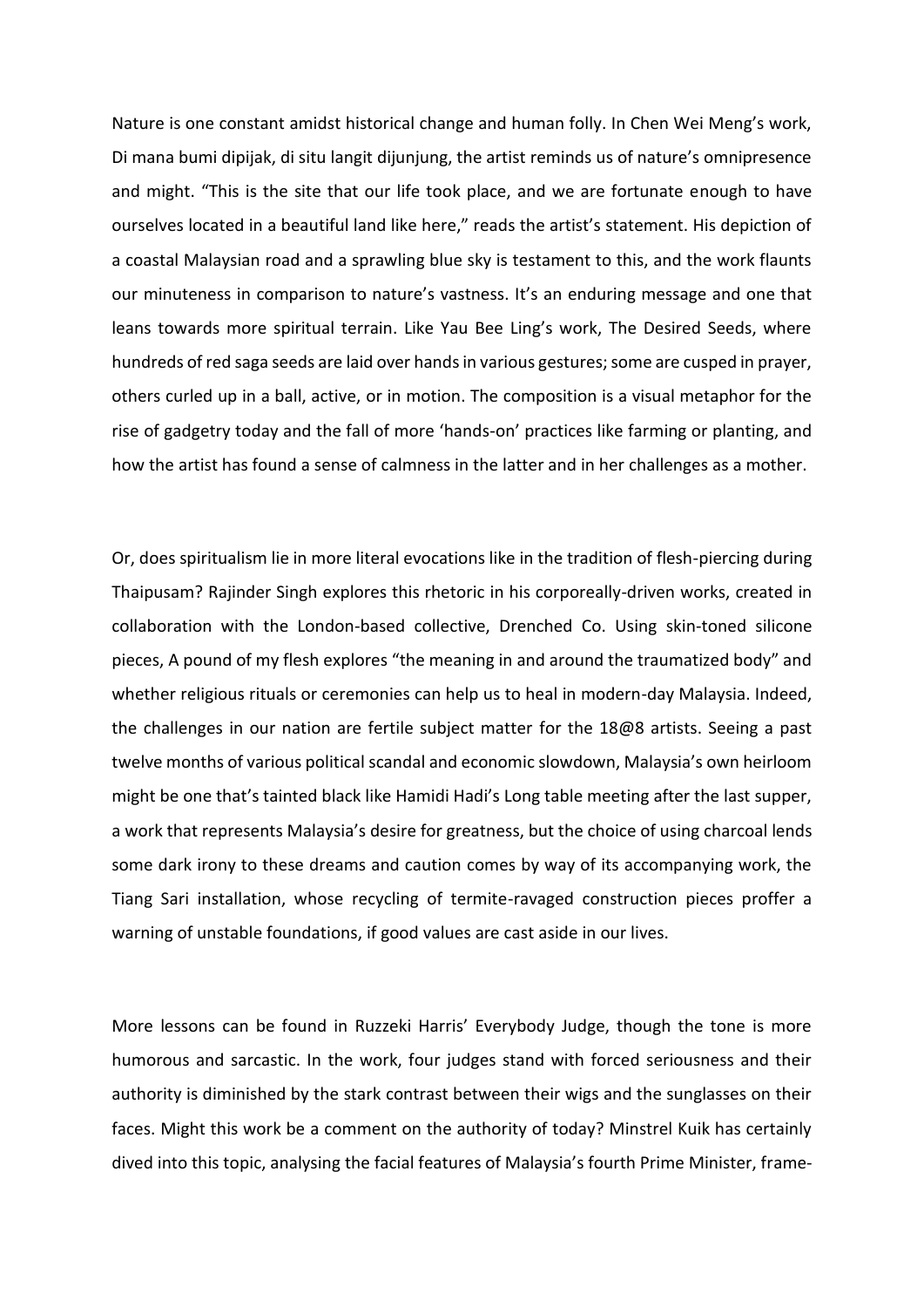Nature is one constant amidst historical change and human folly. In Chen Wei Meng's work, Di mana bumi dipijak, di situ langit dijunjung, the artist reminds us of nature's omnipresence and might. "This is the site that our life took place, and we are fortunate enough to have ourselves located in a beautiful land like here," reads the artist's statement. His depiction of a coastal Malaysian road and a sprawling blue sky is testament to this, and the work flaunts our minuteness in comparison to nature's vastness. It's an enduring message and one that leans towards more spiritual terrain. Like Yau Bee Ling's work, The Desired Seeds, where hundreds of red saga seeds are laid over hands in various gestures; some are cusped in prayer, others curled up in a ball, active, or in motion. The composition is a visual metaphor for the rise of gadgetry today and the fall of more 'hands-on' practices like farming or planting, and how the artist has found a sense of calmness in the latter and in her challenges as a mother.

Or, does spiritualism lie in more literal evocations like in the tradition of flesh-piercing during Thaipusam? Rajinder Singh explores this rhetoric in his corporeally-driven works, created in collaboration with the London-based collective, Drenched Co. Using skin-toned silicone pieces, A pound of my flesh explores "the meaning in and around the traumatized body" and whether religious rituals or ceremonies can help us to heal in modern-day Malaysia. Indeed, the challenges in our nation are fertile subject matter for the 18@8 artists. Seeing a past twelve months of various political scandal and economic slowdown, Malaysia's own heirloom might be one that's tainted black like Hamidi Hadi's Long table meeting after the last supper, a work that represents Malaysia's desire for greatness, but the choice of using charcoal lends some dark irony to these dreams and caution comes by way of its accompanying work, the Tiang Sari installation, whose recycling of termite-ravaged construction pieces proffer a warning of unstable foundations, if good values are cast aside in our lives.

More lessons can be found in Ruzzeki Harris' Everybody Judge, though the tone is more humorous and sarcastic. In the work, four judges stand with forced seriousness and their authority is diminished by the stark contrast between their wigs and the sunglasses on their faces. Might this work be a comment on the authority of today? Minstrel Kuik has certainly dived into this topic, analysing the facial features of Malaysia's fourth Prime Minister, frame-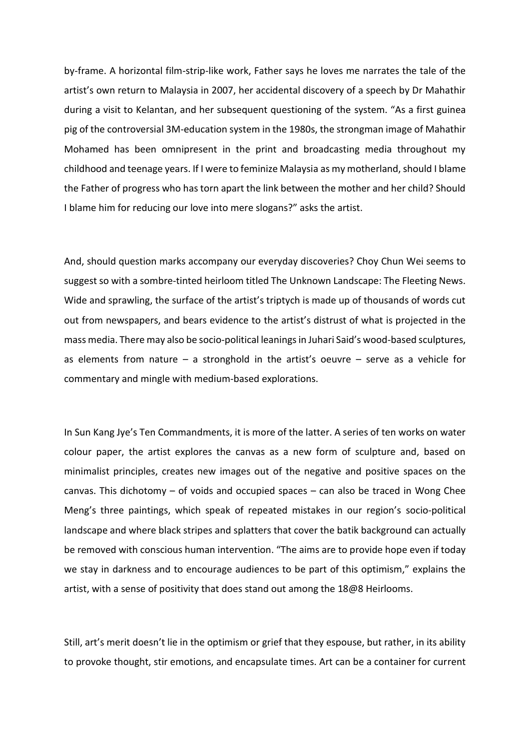by-frame. A horizontal film-strip-like work, Father says he loves me narrates the tale of the artist's own return to Malaysia in 2007, her accidental discovery of a speech by Dr Mahathir during a visit to Kelantan, and her subsequent questioning of the system. "As a first guinea pig of the controversial 3M-education system in the 1980s, the strongman image of Mahathir Mohamed has been omnipresent in the print and broadcasting media throughout my childhood and teenage years. If I were to feminize Malaysia as my motherland, should I blame the Father of progress who has torn apart the link between the mother and her child? Should I blame him for reducing our love into mere slogans?" asks the artist.

And, should question marks accompany our everyday discoveries? Choy Chun Wei seems to suggest so with a sombre-tinted heirloom titled The Unknown Landscape: The Fleeting News. Wide and sprawling, the surface of the artist's triptych is made up of thousands of words cut out from newspapers, and bears evidence to the artist's distrust of what is projected in the mass media. There may also be socio-political leanings in Juhari Said's wood-based sculptures, as elements from nature – a stronghold in the artist's oeuvre – serve as a vehicle for commentary and mingle with medium-based explorations.

In Sun Kang Jye's Ten Commandments, it is more of the latter. A series of ten works on water colour paper, the artist explores the canvas as a new form of sculpture and, based on minimalist principles, creates new images out of the negative and positive spaces on the canvas. This dichotomy – of voids and occupied spaces – can also be traced in Wong Chee Meng's three paintings, which speak of repeated mistakes in our region's socio-political landscape and where black stripes and splatters that cover the batik background can actually be removed with conscious human intervention. "The aims are to provide hope even if today we stay in darkness and to encourage audiences to be part of this optimism," explains the artist, with a sense of positivity that does stand out among the 18@8 Heirlooms.

Still, art's merit doesn't lie in the optimism or grief that they espouse, but rather, in its ability to provoke thought, stir emotions, and encapsulate times. Art can be a container for current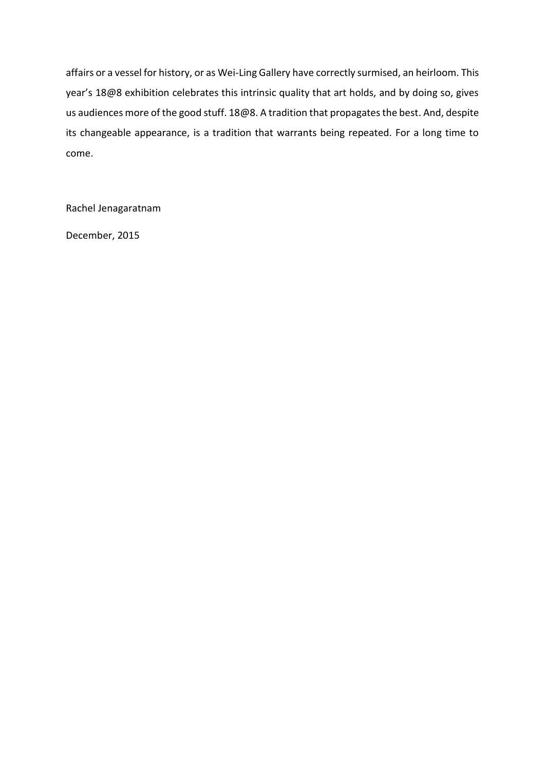affairs or a vessel for history, or as Wei-Ling Gallery have correctly surmised, an heirloom. This year's 18@8 exhibition celebrates this intrinsic quality that art holds, and by doing so, gives us audiences more of the good stuff. 18@8. A tradition that propagates the best. And, despite its changeable appearance, is a tradition that warrants being repeated. For a long time to come.

Rachel Jenagaratnam

December, 2015